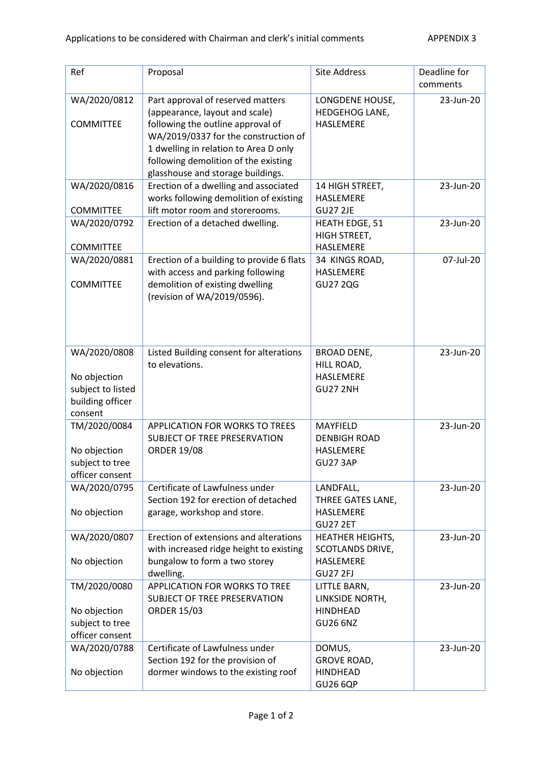Applications to be considered with Chairman and clerk's initial comments APPENDIX 3

| Ref | Proposal | Site Address | Deadline for comments |
|---|---|---|---|
| WA/2020/0812<br><br>COMMITTEE | Part approval of reserved matters (appearance, layout and scale) following the outline approval of WA/2019/0337 for the construction of 1 dwelling in relation to Area D only following demolition of the existing glasshouse and storage buildings. | LONGDENE HOUSE, HEDGEHOG LANE, HASLEMERE | 23-Jun-20 |
| WA/2020/0816<br><br>COMMITTEE | Erection of a dwelling and associated works following demolition of existing lift motor room and storerooms. | 14 HIGH STREET, HASLEMERE GU27 2JE | 23-Jun-20 |
| WA/2020/0792<br><br>COMMITTEE | Erection of a detached dwelling. | HEATH EDGE, 51 HIGH STREET, HASLEMERE | 23-Jun-20 |
| WA/2020/0881<br><br>COMMITTEE | Erection of a building to provide 6 flats with access and parking following demolition of existing dwelling (revision of WA/2019/0596). | 34 KINGS ROAD, HASLEMERE GU27 2QG | 07-Jul-20 |
| WA/2020/0808<br><br>No objection subject to listed building officer consent | Listed Building consent for alterations to elevations. | BROAD DENE, HILL ROAD, HASLEMERE GU27 2NH | 23-Jun-20 |
| TM/2020/0084<br><br>No objection subject to tree officer consent | APPLICATION FOR WORKS TO TREES SUBJECT OF TREE PRESERVATION ORDER 19/08 | MAYFIELD DENBIGH ROAD HASLEMERE GU27 3AP | 23-Jun-20 |
| WA/2020/0795<br><br>No objection | Certificate of Lawfulness under Section 192 for erection of detached garage, workshop and store. | LANDFALL, THREE GATES LANE, HASLEMERE GU27 2ET | 23-Jun-20 |
| WA/2020/0807<br><br>No objection | Erection of extensions and alterations with increased ridge height to existing bungalow to form a two storey dwelling. | HEATHER HEIGHTS, SCOTLANDS DRIVE, HASLEMERE GU27 2FJ | 23-Jun-20 |
| TM/2020/0080<br><br>No objection subject to tree officer consent | APPLICATION FOR WORKS TO TREE SUBJECT OF TREE PRESERVATION ORDER 15/03 | LITTLE BARN, LINKSIDE NORTH, HINDHEAD GU26 6NZ | 23-Jun-20 |
| WA/2020/0788<br><br>No objection | Certificate of Lawfulness under Section 192 for the provision of dormer windows to the existing roof | DOMUS, GROVE ROAD, HINDHEAD GU26 6QP | 23-Jun-20 |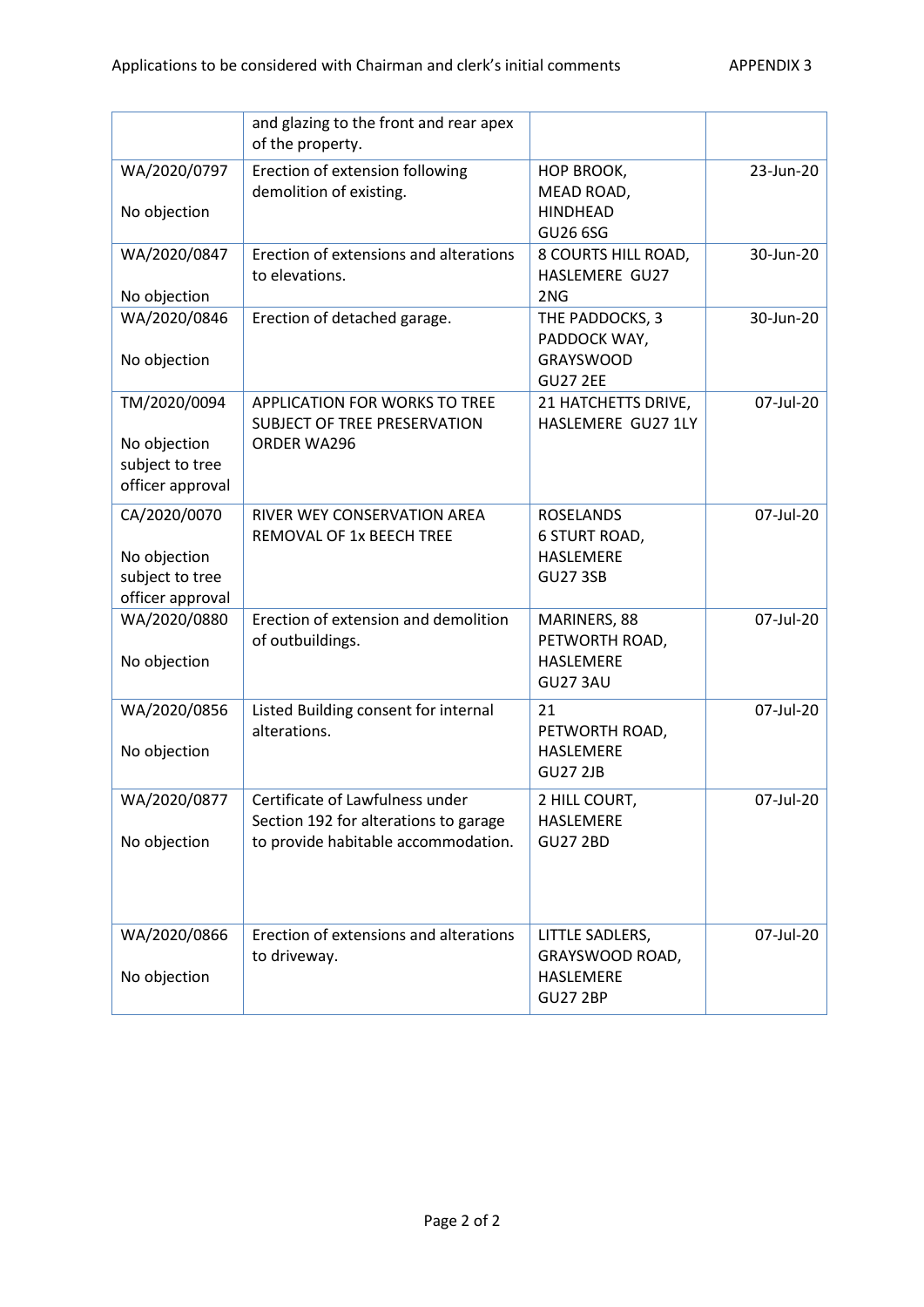| | | | |
|---|---|---|---|
| | and glazing to the front and rear apex of the property. | | |
| WA/2020/0797<br><br>No objection | Erection of extension following demolition of existing. | HOP BROOK, MEAD ROAD, HINDHEAD GU26 6SG | 23-Jun-20 |
| WA/2020/0847<br><br>No objection | Erection of extensions and alterations to elevations. | 8 COURTS HILL ROAD, HASLEMERE GU27 2NG | 30-Jun-20 |
| WA/2020/0846<br><br>No objection | Erection of detached garage. | THE PADDOCKS, 3 PADDOCK WAY, GRAYSWOOD GU27 2EE | 30-Jun-20 |
| TM/2020/0094<br><br>No objection subject to tree officer approval | APPLICATION FOR WORKS TO TREE SUBJECT OF TREE PRESERVATION ORDER WA296 | 21 HATCHETTS DRIVE, HASLEMERE GU27 1LY | 07-Jul-20 |
| CA/2020/0070<br><br>No objection subject to tree officer approval | RIVER WEY CONSERVATION AREA REMOVAL OF 1x BEECH TREE | ROSELANDS 6 STURT ROAD, HASLEMERE GU27 3SB | 07-Jul-20 |
| WA/2020/0880<br><br>No objection | Erection of extension and demolition of outbuildings. | MARINERS, 88 PETWORTH ROAD, HASLEMERE GU27 3AU | 07-Jul-20 |
| WA/2020/0856<br><br>No objection | Listed Building consent for internal alterations. | 21 PETWORTH ROAD, HASLEMERE GU27 2JB | 07-Jul-20 |
| WA/2020/0877<br><br>No objection | Certificate of Lawfulness under Section 192 for alterations to garage to provide habitable accommodation. | 2 HILL COURT, HASLEMERE GU27 2BD | 07-Jul-20 |
| WA/2020/0866<br><br>No objection | Erection of extensions and alterations to driveway. | LITTLE SADLERS, GRAYSWOOD ROAD, HASLEMERE GU27 2BP | 07-Jul-20 |